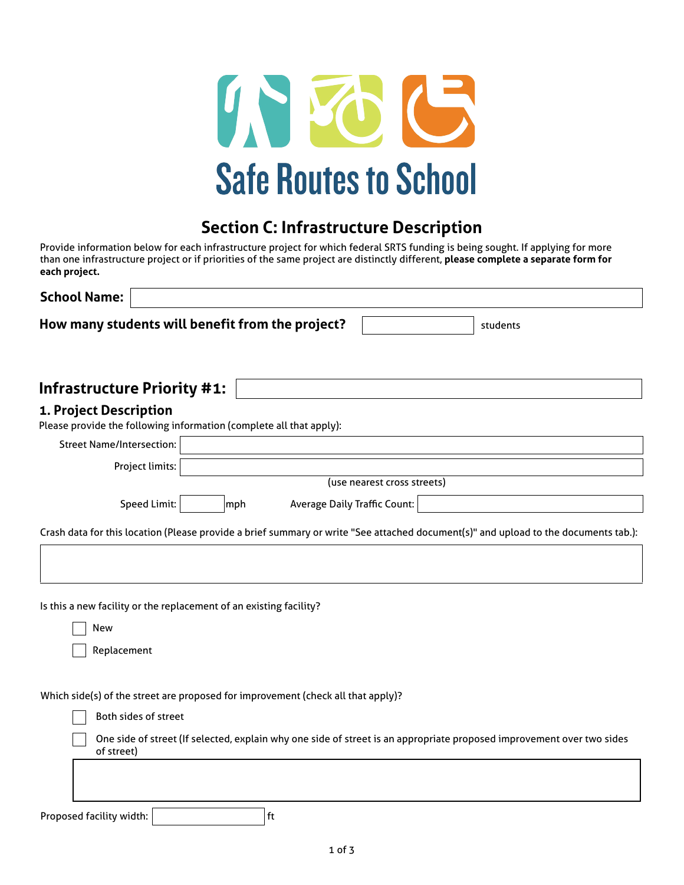Safe Routes to School

# Section C: Infrastructure Description

Provide information below for each infrastructure project for which federal SRTS funding is being sought. If applying for more than one infrastructure project or if priorities of the same project are distinctly different, **please complete a separate form for each project.**

**School Name:** 

**How many students will benefit from the project?** students

## Infrastructure Priority #1:

### 1. Project Description

Please provide the following information (complete all that apply):

Street Name/Intersection:

Project limits:

(use nearest cross streets)

Speed Limit: mph  Average Daily Traffic Count:

Crash data for this location (Please provide a brief summary or write "See attached document(s)" and upload to the documents tab.):

Is this a new facility or the replacement of an existing facility?

- [ ] New
- [ ] Replacement

Which side(s) of the street are proposed for improvement (check all that apply)?

- [ ] Both sides of street
- [ ] One side of street (If selected, explain why one side of street is an appropriate proposed improvement over two sides of street)

Proposed facility width: ft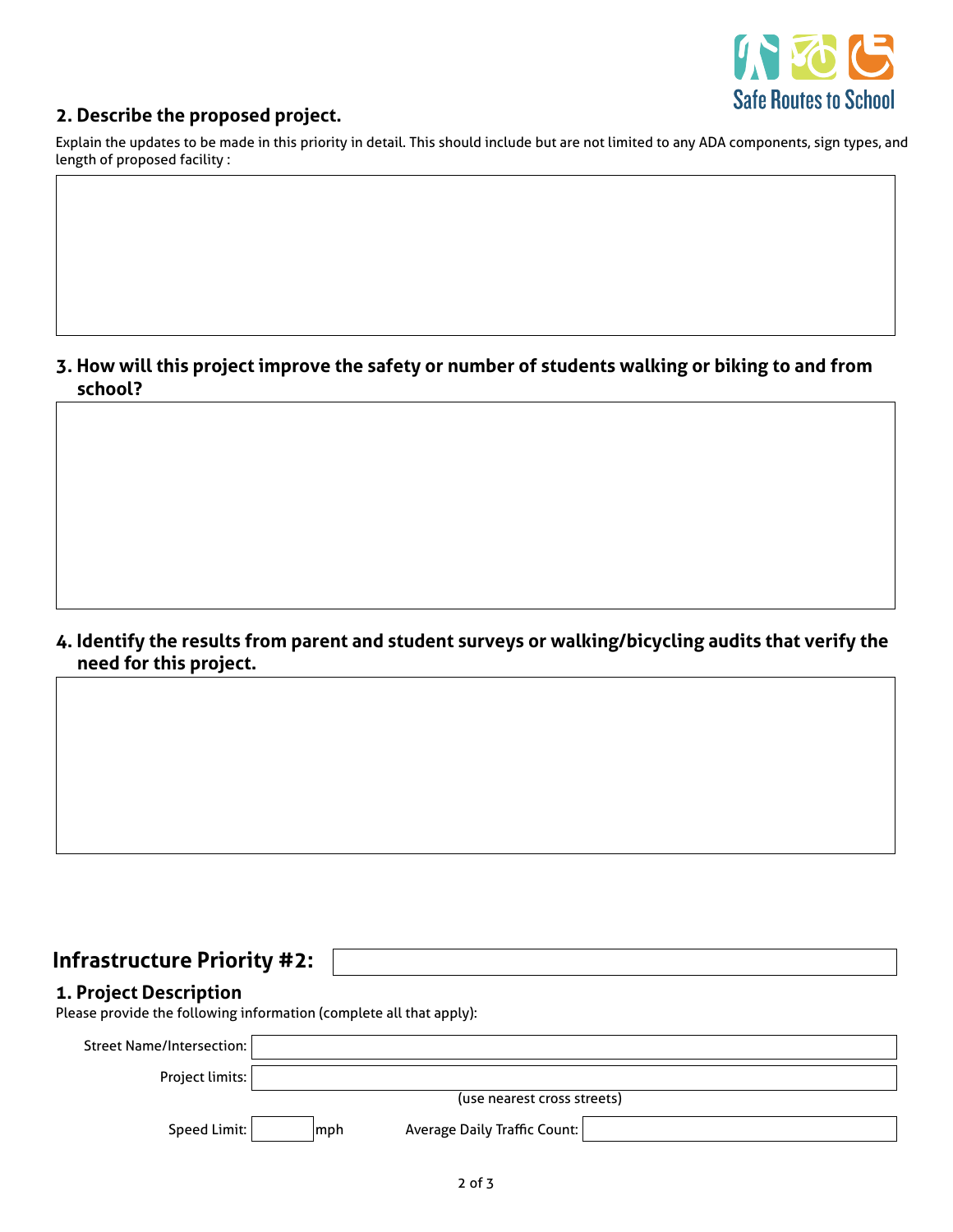## 2. Describe the proposed project.

Explain the updates to be made in this priority in detail. This should include but are not limited to any ADA components, sign types, and length of proposed facility :

## 3. How will this project improve the safety or number of students walking or biking to and from school?

## 4. Identify the results from parent and student surveys or walking/bicycling audits that verify the need for this project.

# Infrastructure Priority #2:

## 1. Project Description

Please provide the following information (complete all that apply):

Street Name/Intersection:

Project limits:

(use nearest cross streets)

Speed Limit: mph    Average Daily Traffic Count: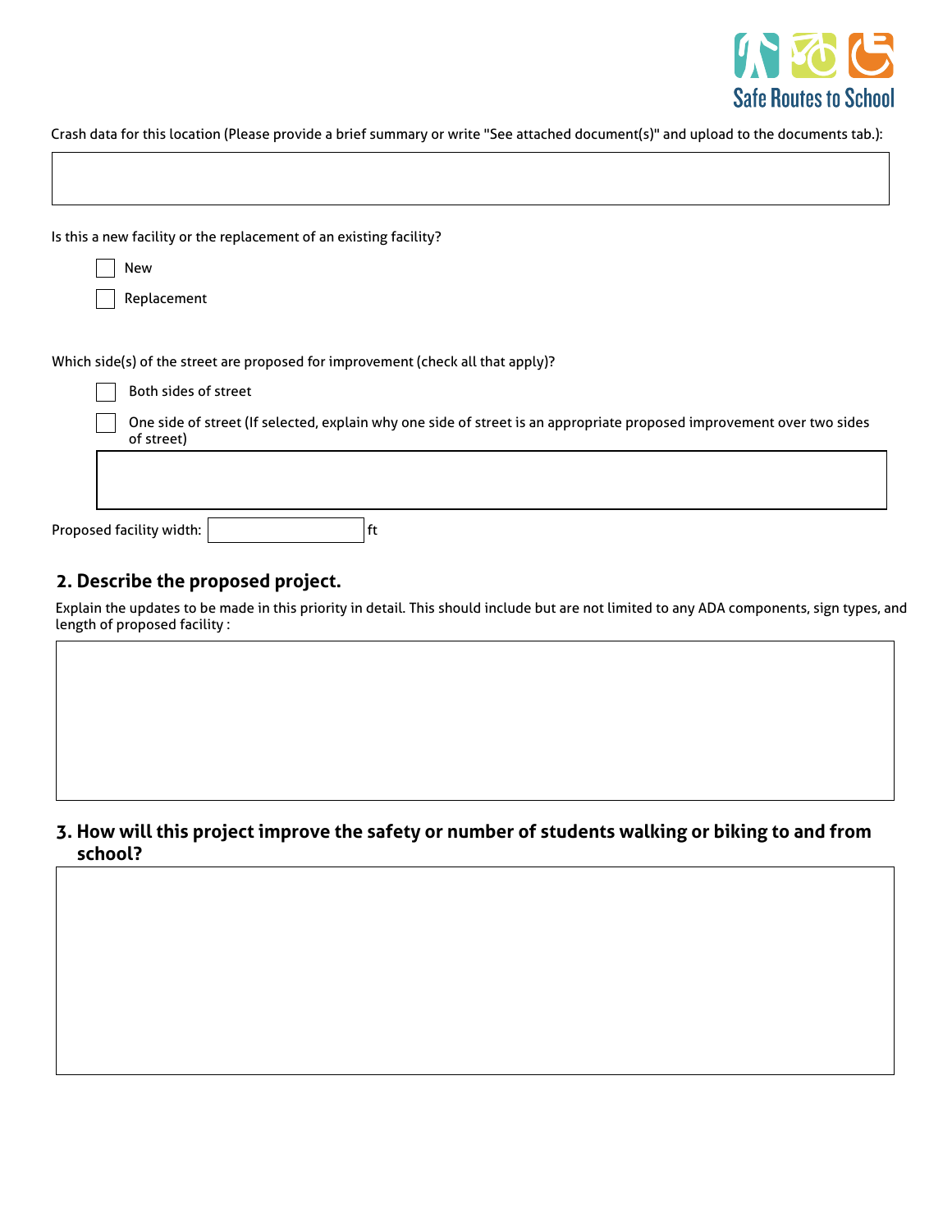Crash data for this location (Please provide a brief summary or write "See attached document(s)" and upload to the documents tab.):

Is this a new facility or the replacement of an existing facility?

- [ ] New
- [ ] Replacement

Which side(s) of the street are proposed for improvement (check all that apply)?

- [ ] Both sides of street
- [ ] One side of street (If selected, explain why one side of street is an appropriate proposed improvement over two sides of street)

Proposed facility width: ____________ ft

## 2. Describe the proposed project.

Explain the updates to be made in this priority in detail. This should include but are not limited to any ADA components, sign types, and length of proposed facility :

## 3. How will this project improve the safety or number of students walking or biking to and from school?